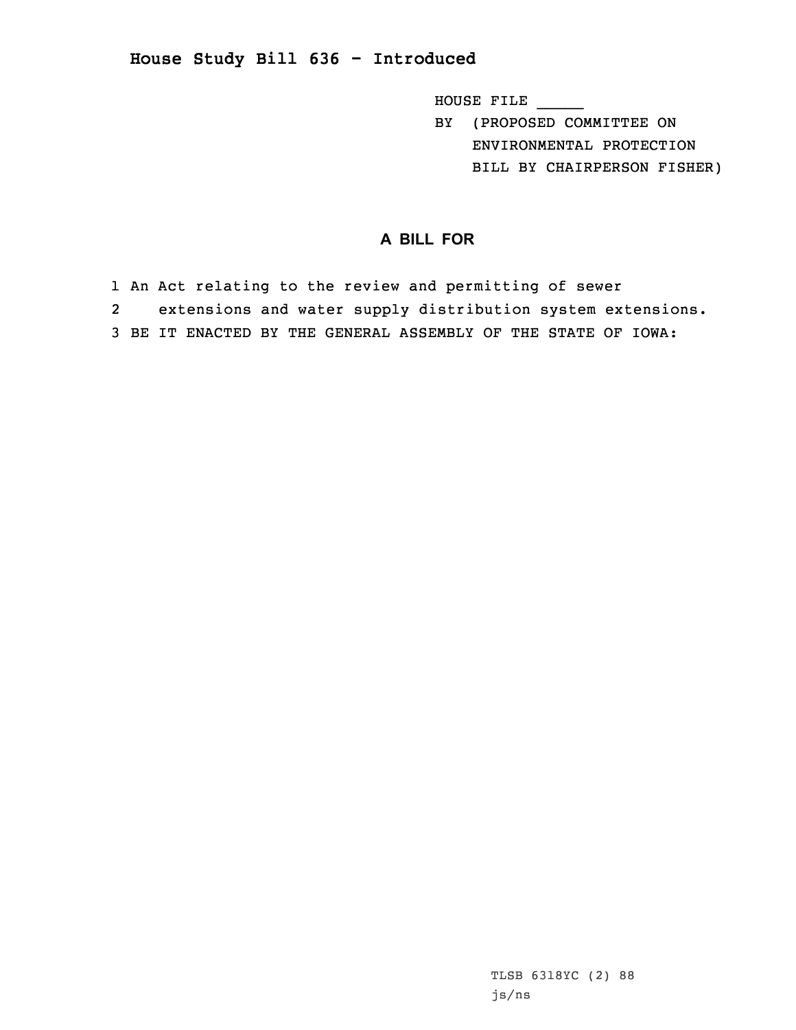# House Study Bill 636 - Introduced

HOUSE FILE _____
BY (PROPOSED COMMITTEE ON ENVIRONMENTAL PROTECTION BILL BY CHAIRPERSON FISHER)

## A BILL FOR

1 An Act relating to the review and permitting of sewer
2 extensions and water supply distribution system extensions.
3 BE IT ENACTED BY THE GENERAL ASSEMBLY OF THE STATE OF IOWA:

TLSB 6318YC (2) 88
js/ns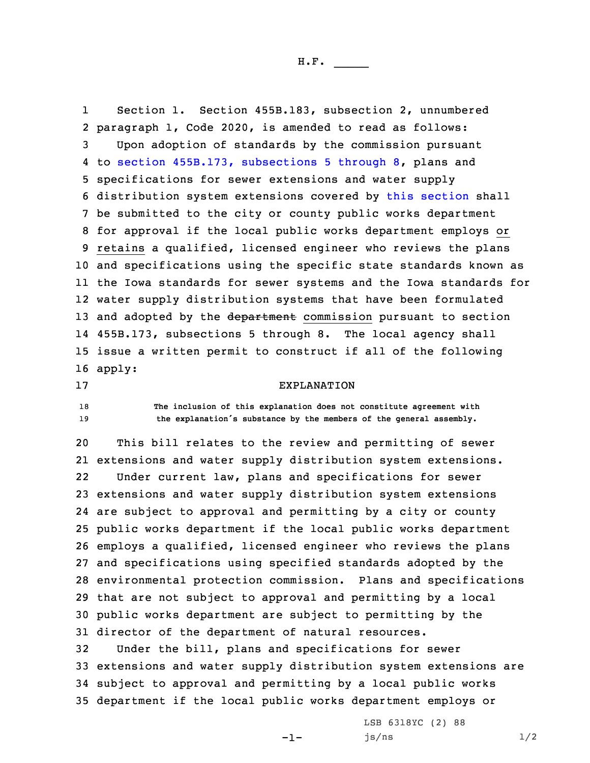H.F. _____

Section 1. Section 455B.183, subsection 2, unnumbered paragraph 1, Code 2020, is amended to read as follows:

Upon adoption of standards by the commission pursuant to section 455B.173, subsections 5 through 8, plans and specifications for sewer extensions and water supply distribution system extensions covered by this section shall be submitted to the city or county public works department for approval if the local public works department employs or retains a qualified, licensed engineer who reviews the plans and specifications using the specific state standards known as the Iowa standards for sewer systems and the Iowa standards for water supply distribution systems that have been formulated and adopted by the ~~department~~ commission pursuant to section 455B.173, subsections 5 through 8. The local agency shall issue a written permit to construct if all of the following apply:

EXPLANATION

The inclusion of this explanation does not constitute agreement with the explanation's substance by the members of the general assembly.

This bill relates to the review and permitting of sewer extensions and water supply distribution system extensions.

Under current law, plans and specifications for sewer extensions and water supply distribution system extensions are subject to approval and permitting by a city or county public works department if the local public works department employs a qualified, licensed engineer who reviews the plans and specifications using specified standards adopted by the environmental protection commission. Plans and specifications that are not subject to approval and permitting by a local public works department are subject to permitting by the director of the department of natural resources.

Under the bill, plans and specifications for sewer extensions and water supply distribution system extensions are subject to approval and permitting by a local public works department if the local public works department employs or

LSB 6318YC (2) 88

js/ns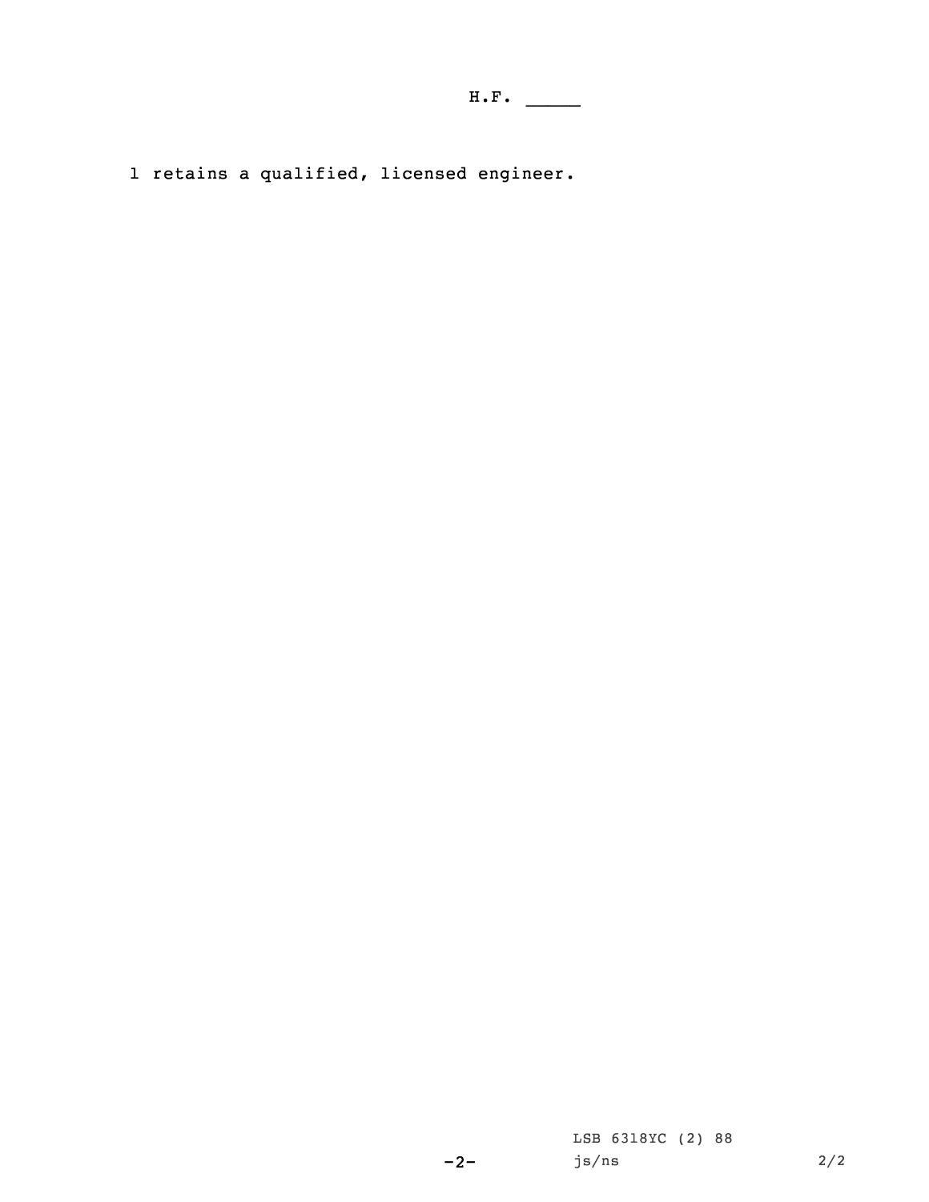retains a qualified, licensed engineer.